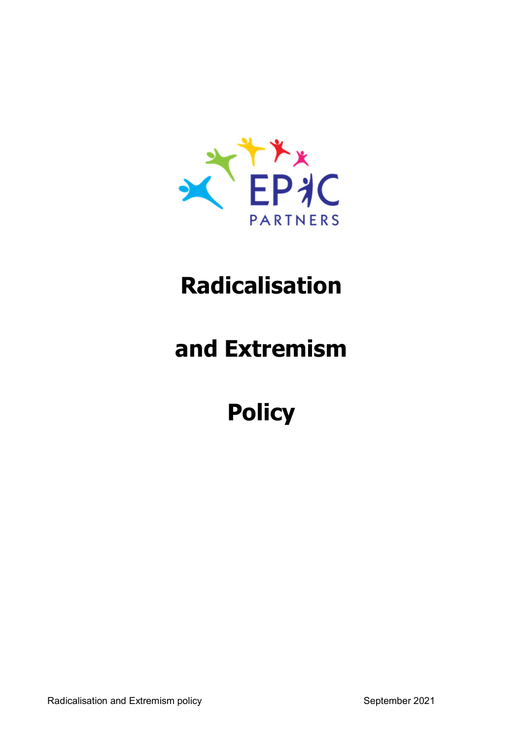EPIC PARTNERS

# Radicalisation

# and Extremism

# Policy

Radicalisation and Extremism policy September 2021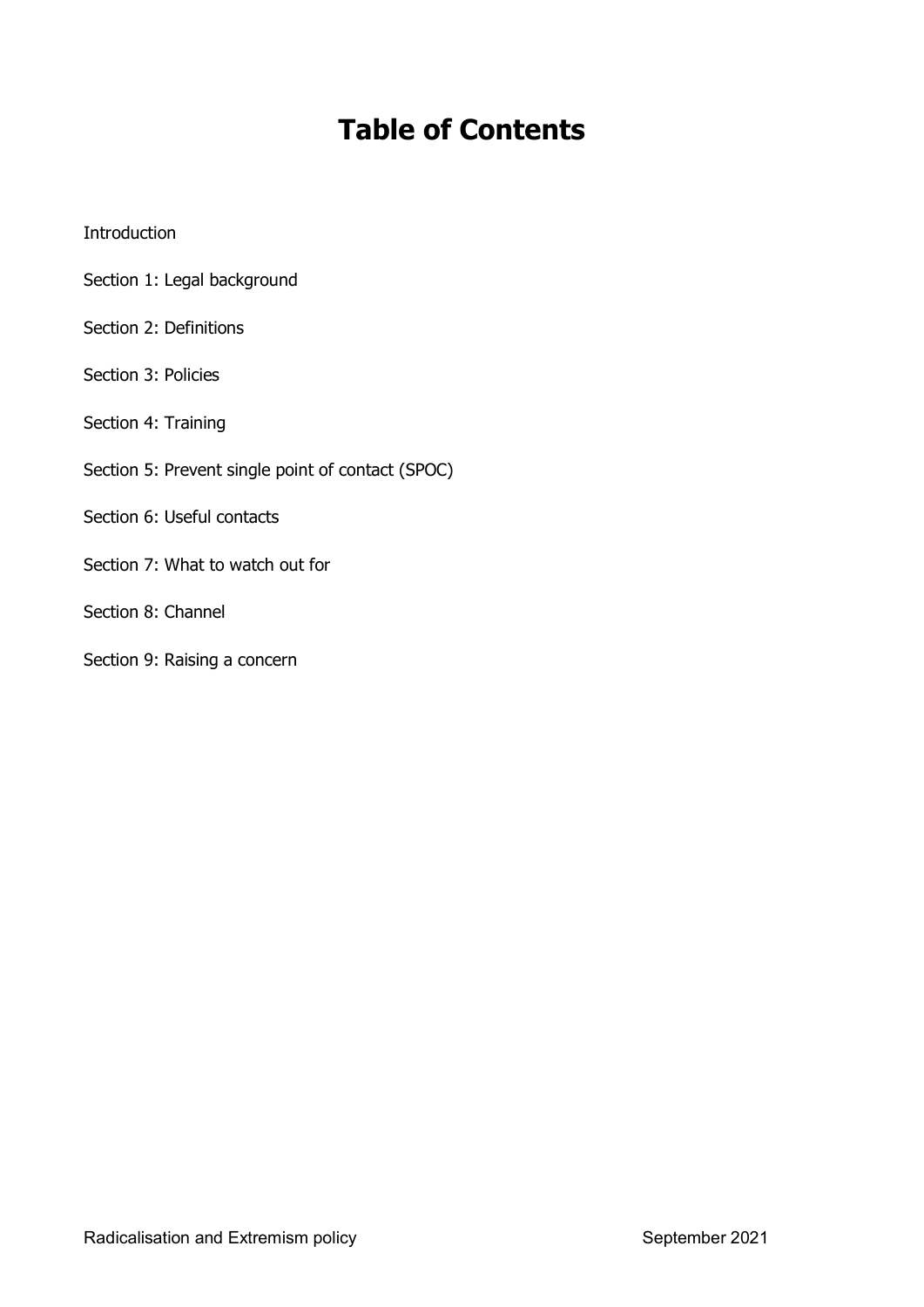# Table of Contents

Introduction

Section 1: Legal background

Section 2: Definitions

Section 3: Policies

Section 4: Training

Section 5: Prevent single point of contact (SPOC)

Section 6: Useful contacts

Section 7: What to watch out for

Section 8: Channel

Section 9: Raising a concern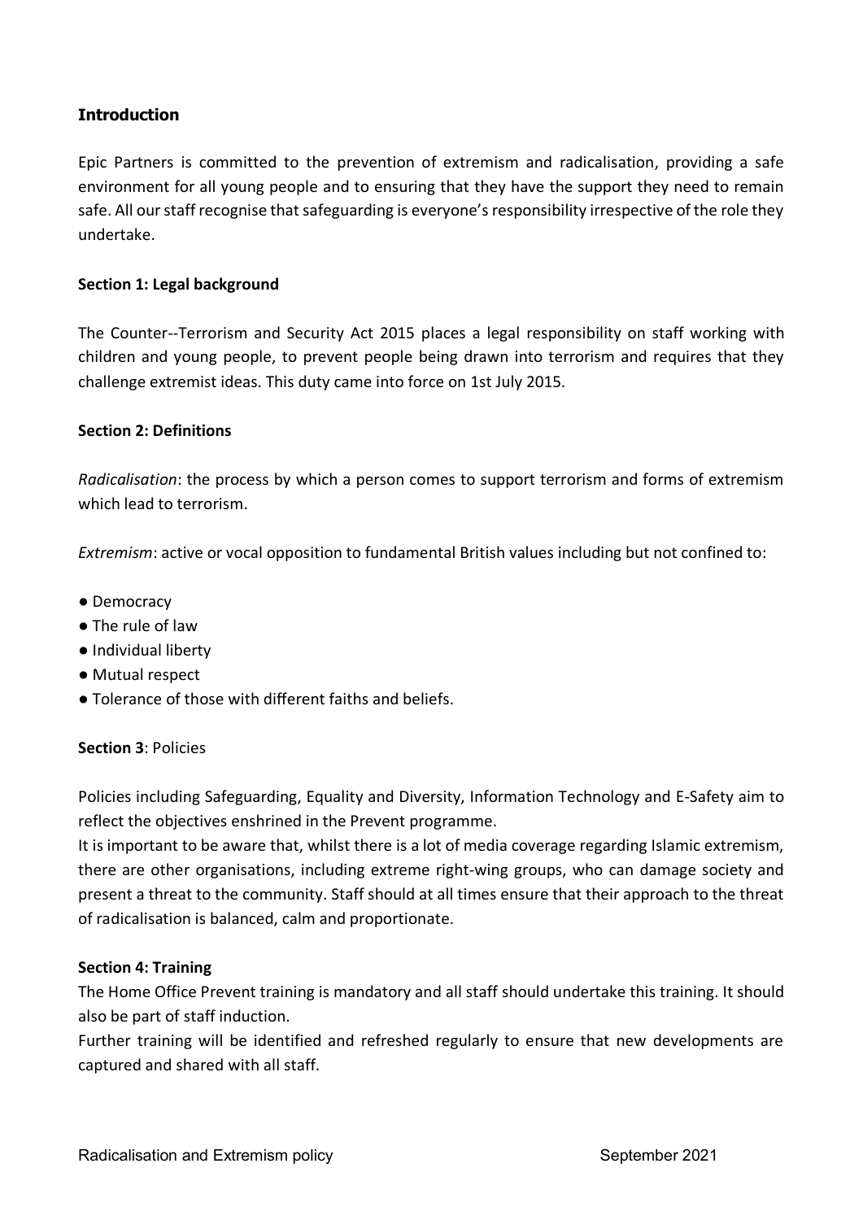## Introduction

Epic Partners is committed to the prevention of extremism and radicalisation, providing a safe environment for all young people and to ensuring that they have the support they need to remain safe. All our staff recognise that safeguarding is everyone's responsibility irrespective of the role they undertake.

**Section 1: Legal background**

The Counter--Terrorism and Security Act 2015 places a legal responsibility on staff working with children and young people, to prevent people being drawn into terrorism and requires that they challenge extremist ideas. This duty came into force on 1st July 2015.

**Section 2: Definitions**

*Radicalisation*: the process by which a person comes to support terrorism and forms of extremism which lead to terrorism.

*Extremism*: active or vocal opposition to fundamental British values including but not confined to:

- Democracy
- The rule of law
- Individual liberty
- Mutual respect
- Tolerance of those with different faiths and beliefs.

**Section 3**: Policies

Policies including Safeguarding, Equality and Diversity, Information Technology and E-Safety aim to reflect the objectives enshrined in the Prevent programme.
It is important to be aware that, whilst there is a lot of media coverage regarding Islamic extremism, there are other organisations, including extreme right-wing groups, who can damage society and present a threat to the community. Staff should at all times ensure that their approach to the threat of radicalisation is balanced, calm and proportionate.

**Section 4: Training**

The Home Office Prevent training is mandatory and all staff should undertake this training. It should also be part of staff induction.
Further training will be identified and refreshed regularly to ensure that new developments are captured and shared with all staff.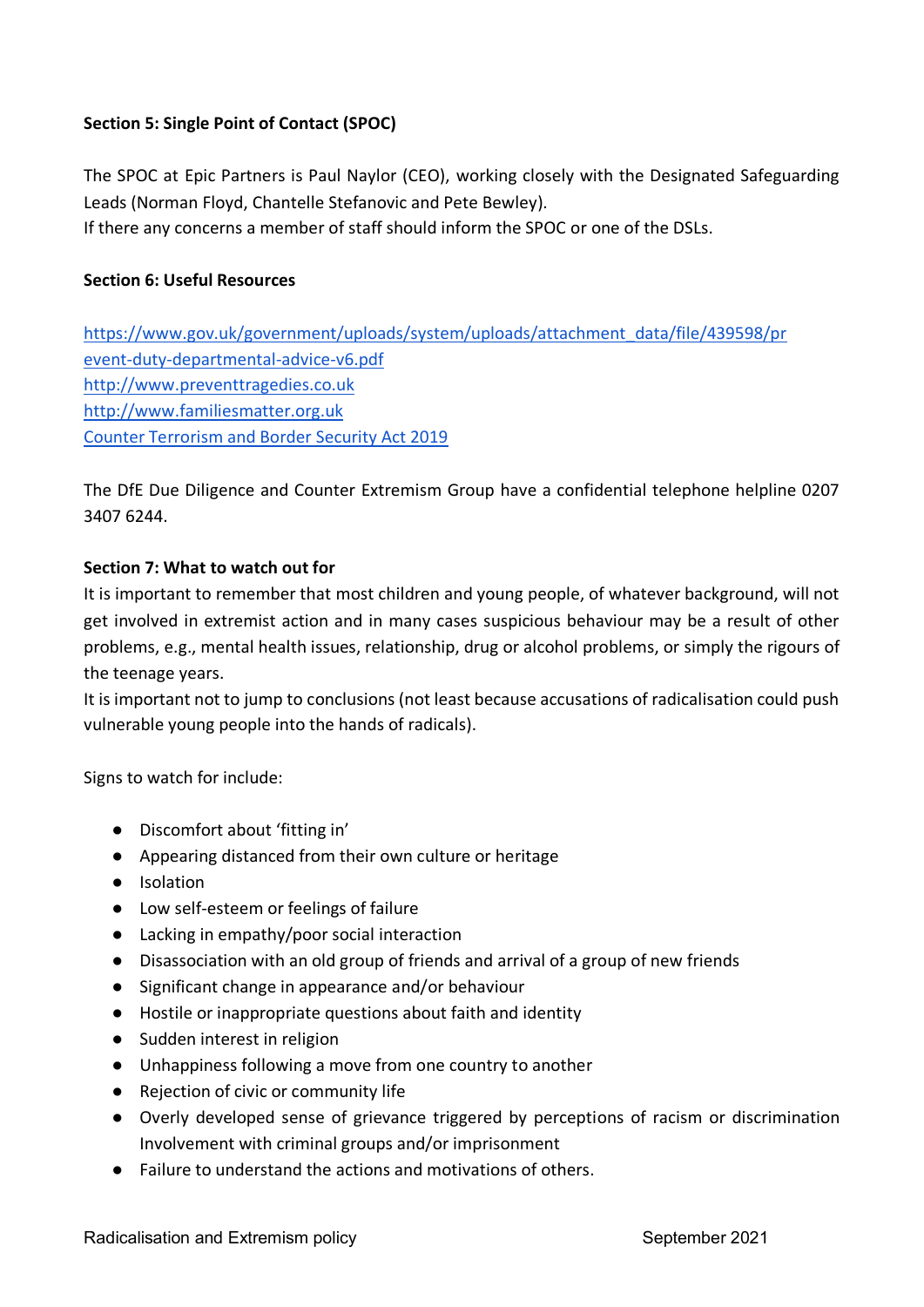**Section 5: Single Point of Contact (SPOC)**

The SPOC at Epic Partners is Paul Naylor (CEO), working closely with the Designated Safeguarding Leads (Norman Floyd, Chantelle Stefanovic and Pete Bewley).
If there any concerns a member of staff should inform the SPOC or one of the DSLs.

**Section 6: Useful Resources**

[https://www.gov.uk/government/uploads/system/uploads/attachment_data/file/439598/prevent-duty-departmental-advice-v6.pdf](https://www.gov.uk/government/uploads/system/uploads/attachment_data/file/439598/prevent-duty-departmental-advice-v6.pdf)
[http://www.preventtragedies.co.uk](http://www.preventtragedies.co.uk)
[http://www.familiesmatter.org.uk](http://www.familiesmatter.org.uk)
Counter Terrorism and Border Security Act 2019

The DfE Due Diligence and Counter Extremism Group have a confidential telephone helpline 0207 3407 6244.

**Section 7: What to watch out for**

It is important to remember that most children and young people, of whatever background, will not get involved in extremist action and in many cases suspicious behaviour may be a result of other problems, e.g., mental health issues, relationship, drug or alcohol problems, or simply the rigours of the teenage years.
It is important not to jump to conclusions (not least because accusations of radicalisation could push vulnerable young people into the hands of radicals).

Signs to watch for include:

- Discomfort about 'fitting in'
- Appearing distanced from their own culture or heritage
- Isolation
- Low self-esteem or feelings of failure
- Lacking in empathy/poor social interaction
- Disassociation with an old group of friends and arrival of a group of new friends
- Significant change in appearance and/or behaviour
- Hostile or inappropriate questions about faith and identity
- Sudden interest in religion
- Unhappiness following a move from one country to another
- Rejection of civic or community life
- Overly developed sense of grievance triggered by perceptions of racism or discrimination Involvement with criminal groups and/or imprisonment
- Failure to understand the actions and motivations of others.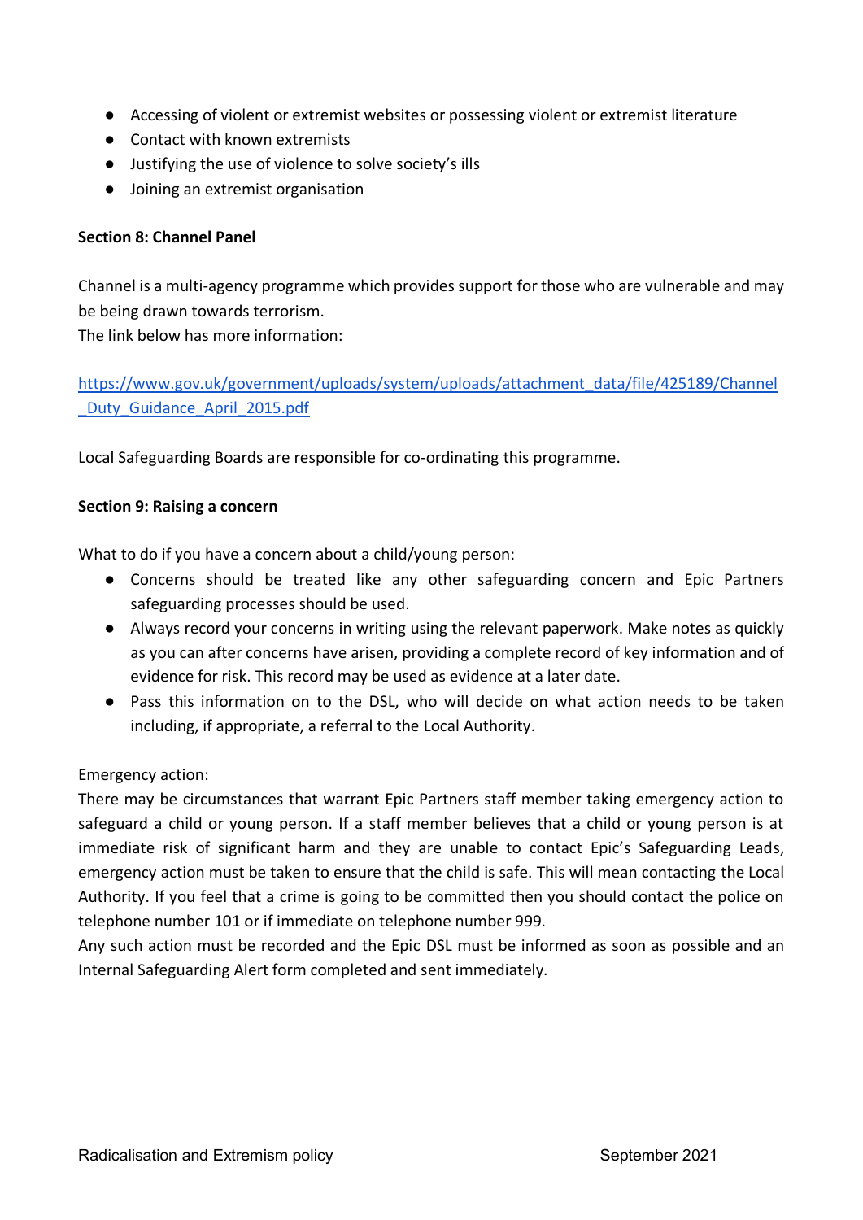- Accessing of violent or extremist websites or possessing violent or extremist literature
- Contact with known extremists
- Justifying the use of violence to solve society's ills
- Joining an extremist organisation

**Section 8: Channel Panel**

Channel is a multi-agency programme which provides support for those who are vulnerable and may be being drawn towards terrorism.
The link below has more information:

[https://www.gov.uk/government/uploads/system/uploads/attachment_data/file/425189/Channel_Duty_Guidance_April_2015.pdf](https://www.gov.uk/government/uploads/system/uploads/attachment_data/file/425189/Channel_Duty_Guidance_April_2015.pdf)

Local Safeguarding Boards are responsible for co-ordinating this programme.

**Section 9: Raising a concern**

What to do if you have a concern about a child/young person:

- Concerns should be treated like any other safeguarding concern and Epic Partners safeguarding processes should be used.
- Always record your concerns in writing using the relevant paperwork. Make notes as quickly as you can after concerns have arisen, providing a complete record of key information and of evidence for risk. This record may be used as evidence at a later date.
- Pass this information on to the DSL, who will decide on what action needs to be taken including, if appropriate, a referral to the Local Authority.

Emergency action:
There may be circumstances that warrant Epic Partners staff member taking emergency action to safeguard a child or young person. If a staff member believes that a child or young person is at immediate risk of significant harm and they are unable to contact Epic's Safeguarding Leads, emergency action must be taken to ensure that the child is safe. This will mean contacting the Local Authority. If you feel that a crime is going to be committed then you should contact the police on telephone number 101 or if immediate on telephone number 999.
Any such action must be recorded and the Epic DSL must be informed as soon as possible and an Internal Safeguarding Alert form completed and sent immediately.